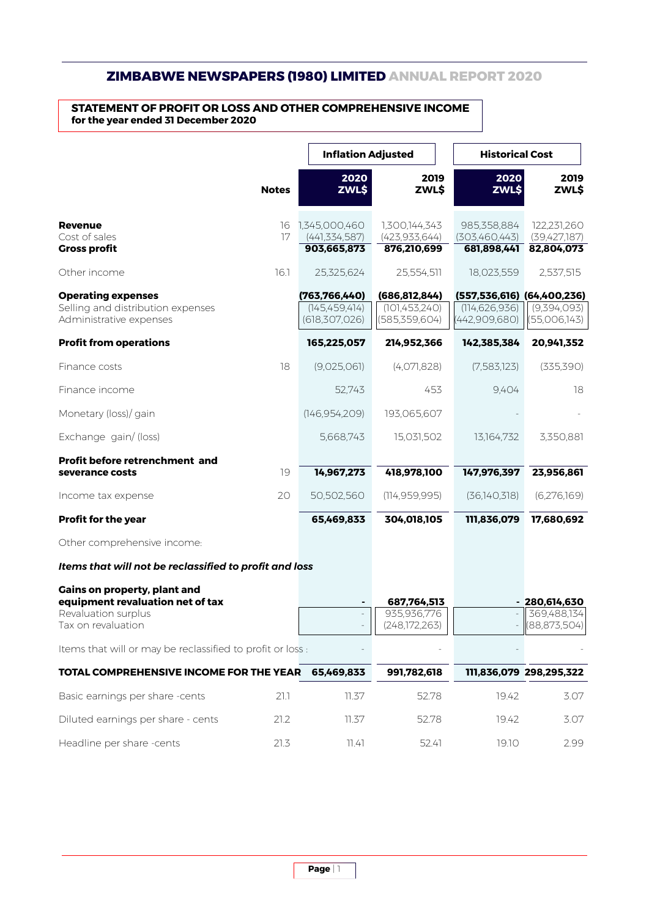# ZIMBABWE NEWSPAPERS (1980) LIMITED ANNUAL REPORT 2020

## STATEMENT OF PROFIT OR LOSS AND OTHER COMPREHENSIVE INCOME
**for the year ended 31 December 2020**

| | Notes | Inflation Adjusted | | Historical Cost | |
|---|---|---|---|---|---|
| | | **2020 ZWL$** | **2019 ZWL$** | **2020 ZWL$** | **2019 ZWL$** |
| **Revenue** | 16 | 1,345,000,460 | 1,300,144,343 | 985,358,884 | 122,231,260 |
| Cost of sales | 17 | (441,334,587) | (423,933,644) | (303,460,443) | (39,427,187) |
| **Gross profit** | | **903,665,873** | **876,210,699** | **681,898,441** | **82,804,073** |
| Other income | 16.1 | 25,325,624 | 25,554,511 | 18,023,559 | 2,537,515 |
| **Operating expenses** | | **(763,766,440)** | **(686,812,844)** | **(557,536,616)** | **(64,400,236)** |
| Selling and distribution expenses | | (145,459,414) | (101,453,240) | (114,626,936) | (9,394,093) |
| Administrative expenses | | (618,307,026) | (585,359,604) | (442,909,680) | (55,006,143) |
| **Profit from operations** | | **165,225,057** | **214,952,366** | **142,385,384** | **20,941,352** |
| Finance costs | 18 | (9,025,061) | (4,071,828) | (7,583,123) | (335,390) |
| Finance income | | 52,743 | 453 | 9,404 | 18 |
| Monetary (loss)/ gain | | (146,954,209) | 193,065,607 | - | - |
| Exchange gain/ (loss) | | 5,668,743 | 15,031,502 | 13,164,732 | 3,350,881 |
| **Profit before retrenchment and severance costs** | 19 | **14,967,273** | **418,978,100** | **147,976,397** | **23,956,861** |
| Income tax expense | 20 | 50,502,560 | (114,959,995) | (36,140,318) | (6,276,169) |
| **Profit for the year** | | **65,469,833** | **304,018,105** | **111,836,079** | **17,680,692** |
| Other comprehensive income: | | | | | |
| ***Items that will not be reclassified to profit and loss*** | | | | | |
| **Gains on property, plant and equipment revaluation net of tax** | | **-** | **687,764,513** | **-** | **280,614,630** |
| Revaluation surplus | | - | 935,936,776 | - | 369,488,134 |
| Tax on revaluation | | - | (248,172,263) | - | (88,873,504) |
| Items that will or may be reclassified to profit or loss : | | - | - | - | - |
| **TOTAL COMPREHENSIVE INCOME FOR THE YEAR** | | **65,469,833** | **991,782,618** | **111,836,079** | **298,295,322** |
| Basic earnings per share -cents | 21.1 | 11.37 | 52.78 | 19.42 | 3.07 |
| Diluted earnings per share - cents | 21.2 | 11.37 | 52.78 | 19.42 | 3.07 |
| Headline per share -cents | 21.3 | 11.41 | 52.41 | 19.10 | 2.99 |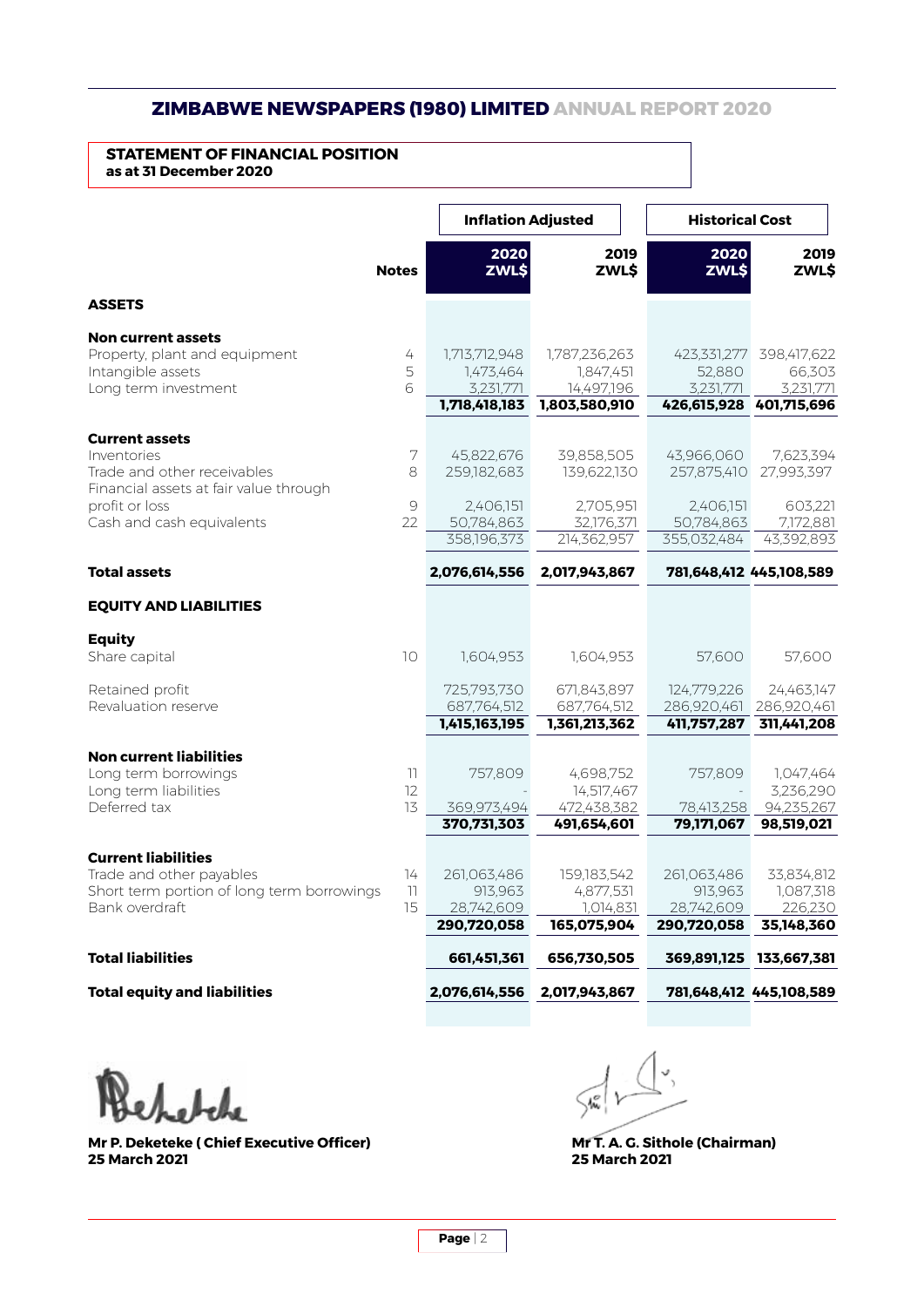## ZIMBABWE NEWSPAPERS (1980) LIMITED ANNUAL REPORT 2020

### STATEMENT OF FINANCIAL POSITION
**as at 31 December 2020**

| | | Inflation Adjusted | | Historical Cost | |
|---|---|---|---|---|---|
| | **Notes** | **2020 ZWL$** | **2019 ZWL$** | **2020 ZWL$** | **2019 ZWL$** |
| **ASSETS** | | | | | |
| **Non current assets** | | | | | |
| Property, plant and equipment | 4 | 1,713,712,948 | 1,787,236,263 | 423,331,277 | 398,417,622 |
| Intangible assets | 5 | 1,473,464 | 1,847,451 | 52,880 | 66,303 |
| Long term investment | 6 | 3,231,771 | 14,497,196 | 3,231,771 | 3,231,771 |
| | | **1,718,418,183** | **1,803,580,910** | **426,615,928** | **401,715,696** |
| **Current assets** | | | | | |
| Inventories | 7 | 45,822,676 | 39,858,505 | 43,966,060 | 7,623,394 |
| Trade and other receivables | 8 | 259,182,683 | 139,622,130 | 257,875,410 | 27,993,397 |
| Financial assets at fair value through profit or loss | 9 | 2,406,151 | 2,705,951 | 2,406,151 | 603,221 |
| Cash and cash equivalents | 22 | 50,784,863 | 32,176,371 | 50,784,863 | 7,172,881 |
| | | 358,196,373 | 214,362,957 | 355,032,484 | 43,392,893 |
| **Total assets** | | **2,076,614,556** | **2,017,943,867** | **781,648,412** | **445,108,589** |
| **EQUITY AND LIABILITIES** | | | | | |
| **Equity** | | | | | |
| Share capital | 10 | 1,604,953 | 1,604,953 | 57,600 | 57,600 |
| Retained profit | | 725,793,730 | 671,843,897 | 124,779,226 | 24,463,147 |
| Revaluation reserve | | 687,764,512 | 687,764,512 | 286,920,461 | 286,920,461 |
| | | **1,415,163,195** | **1,361,213,362** | **411,757,287** | **311,441,208** |
| **Non current liabilities** | | | | | |
| Long term borrowings | 11 | 757,809 | 4,698,752 | 757,809 | 1,047,464 |
| Long term liabilities | 12 | - | 14,517,467 | - | 3,236,290 |
| Deferred tax | 13 | 369,973,494 | 472,438,382 | 78,413,258 | 94,235,267 |
| | | **370,731,303** | **491,654,601** | **79,171,067** | **98,519,021** |
| **Current liabilities** | | | | | |
| Trade and other payables | 14 | 261,063,486 | 159,183,542 | 261,063,486 | 33,834,812 |
| Short term portion of long term borrowings | 11 | 913,963 | 4,877,531 | 913,963 | 1,087,318 |
| Bank overdraft | 15 | 28,742,609 | 1,014,831 | 28,742,609 | 226,230 |
| | | **290,720,058** | **165,075,904** | **290,720,058** | **35,148,360** |
| **Total liabilities** | | **661,451,361** | **656,730,505** | **369,891,125** | **133,667,381** |
| **Total equity and liabilities** | | **2,076,614,556** | **2,017,943,867** | **781,648,412** | **445,108,589** |

**Mr P. Deketeke ( Chief Executive Officer)**
**25 March 2021**

**Mr T. A. G. Sithole (Chairman)**
**25 March 2021**